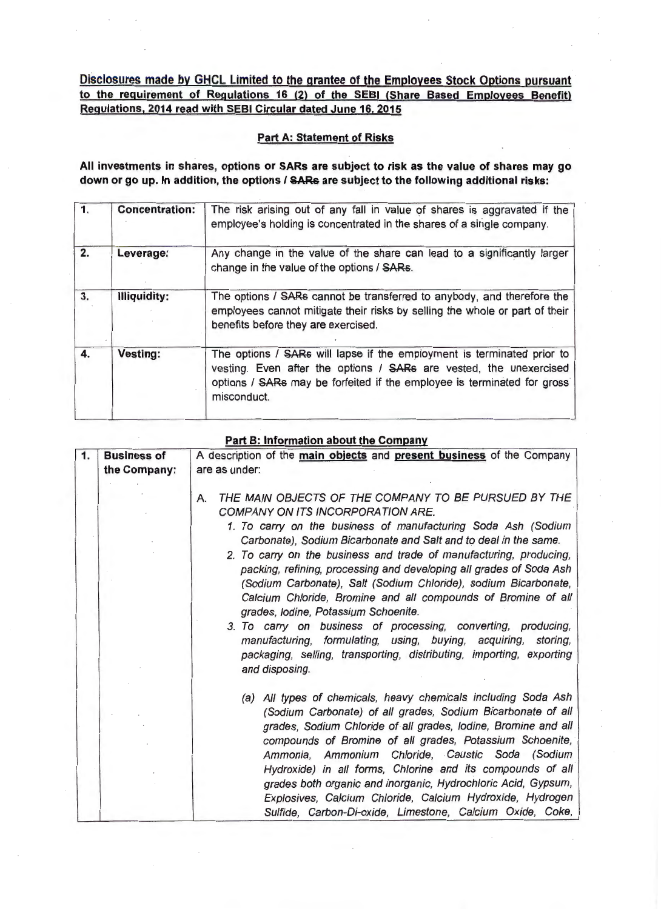**Disclosures made by GHCL Limited to the grantee of the Employees Stock Options pursuant to the requirement of Regulations 16 (2) of the SEBI (Share Based Employees Benefit) Regulations, 2014 read with SEBI Circular dated June 16, 2015**

**Part A: Statement of Risks**

**All investments in shares, options or SARs are subject to risk as the value of shares may go down or go up. In addition, the options / ~~SARs~~ are subject to the following additional risks:**

| | | |
|---|---|---|
| **1.** | **Concentration:** | The risk arising out of any fall in value of shares is aggravated if the employee's holding is concentrated in the shares of a single company. |
| **2.** | **Leverage:** | Any change in the value of the share can lead to a significantly larger change in the value of the options / ~~SARs~~. |
| **3.** | **Illiquidity:** | The options / ~~SARs~~ cannot be transferred to anybody, and therefore the employees cannot mitigate their risks by selling the whole or part of their benefits before they are exercised. |
| **4.** | **Vesting:** | The options / ~~SARs~~ will lapse if the employment is terminated prior to vesting. Even after the options / ~~SARs~~ are vested, the unexercised options / ~~SARs~~ may be forfeited if the employee is terminated for gross misconduct. |

**Part B: Information about the Company**

| | | |
|---|---|---|
| **1.** | **Business of the Company:** | A description of the **main objects** and **present business** of the Company are as under:<br><br>A. *THE MAIN OBJECTS OF THE COMPANY TO BE PURSUED BY THE COMPANY ON ITS INCORPORATION ARE.*<br>*1. To carry on the business of manufacturing Soda Ash (Sodium Carbonate), Sodium Bicarbonate and Salt and to deal in the same.*<br>*2. To carry on the business and trade of manufacturing, producing, packing, refining, processing and developing all grades of Soda Ash (Sodium Carbonate), Salt (Sodium Chloride), sodium Bicarbonate, Calcium Chloride, Bromine and all compounds of Bromine of all grades, Iodine, Potassium Schoenite.*<br>*3. To carry on business of processing, converting, producing, manufacturing, formulating, using, buying, acquiring, storing, packaging, selling, transporting, distributing, importing, exporting and disposing.*<br><br>*(a) All types of chemicals, heavy chemicals including Soda Ash (Sodium Carbonate) of all grades, Sodium Bicarbonate of all grades, Sodium Chloride of all grades, Iodine, Bromine and all compounds of Bromine of all grades, Potassium Schoenite, Ammonia, Ammonium Chloride, Caustic Soda (Sodium Hydroxide) in all forms, Chlorine and its compounds of all grades both organic and inorganic, Hydrochloric Acid, Gypsum, Explosives, Calcium Chloride, Calcium Hydroxide, Hydrogen Sulfide, Carbon-Di-oxide, Limestone, Calcium Oxide, Coke,* |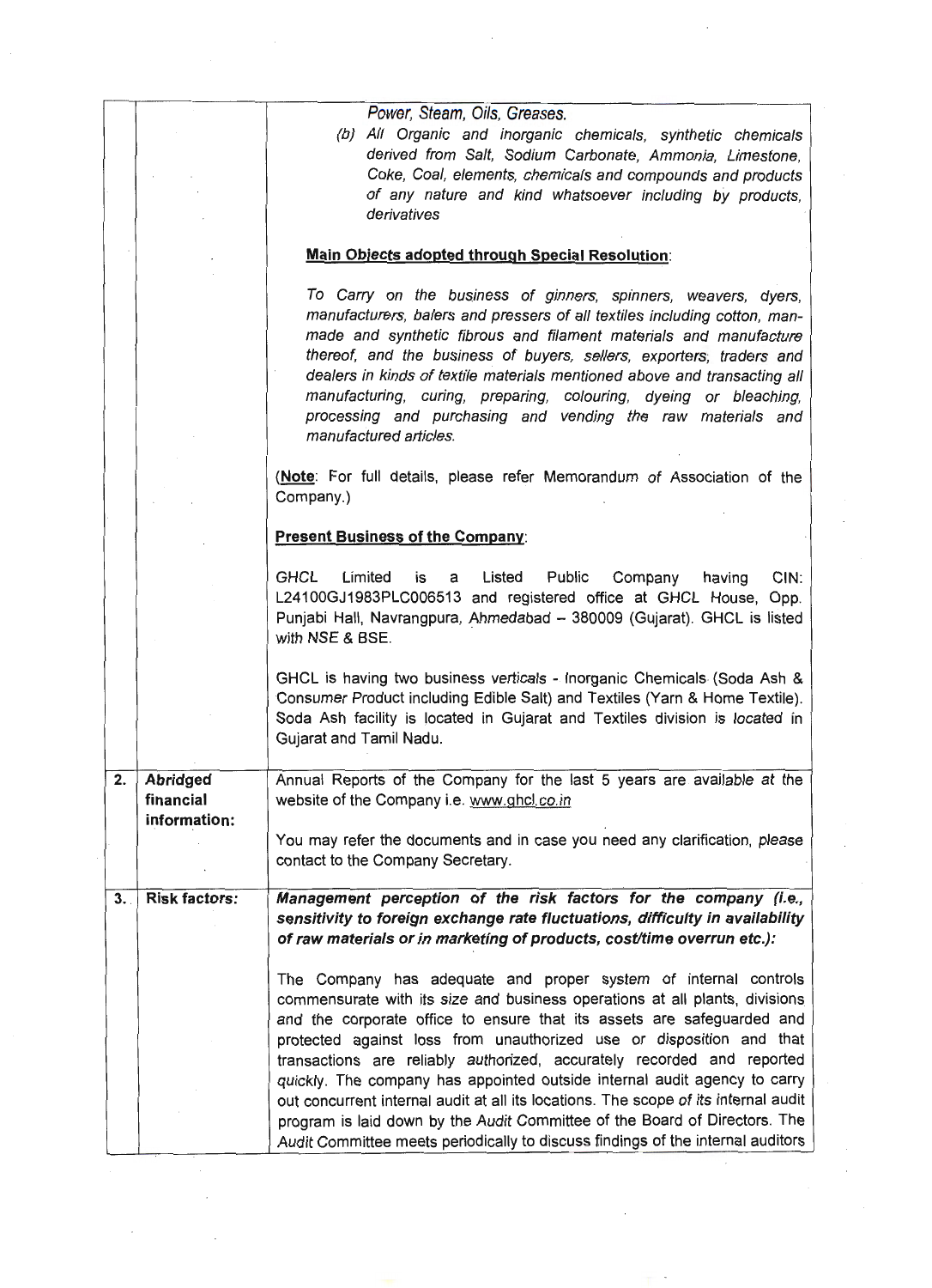|  |  | *Power, Steam, Oils, Greases.*<br>*(b) All Organic and inorganic chemicals, synthetic chemicals derived from Salt, Sodium Carbonate, Ammonia, Limestone, Coke, Coal, elements, chemicals and compounds and products of any nature and kind whatsoever including by products, derivatives*<br><br>**Main Objects adopted through Special Resolution**:<br><br>*To Carry on the business of ginners, spinners, weavers, dyers, manufacturers, balers and pressers of all textiles including cotton, man-made and synthetic fibrous and filament materials and manufacture thereof, and the business of buyers, sellers, exporters, traders and dealers in kinds of textile materials mentioned above and transacting all manufacturing, curing, preparing, colouring, dyeing or bleaching, processing and purchasing and vending the raw materials and manufactured articles.*<br><br>(**Note**: For full details, please refer Memorandum of Association of the Company.)<br><br>**Present Business of the Company**:<br><br>GHCL Limited is a Listed Public Company having CIN: L24100GJ1983PLC006513 and registered office at GHCL House, Opp. Punjabi Hall, Navrangpura, Ahmedabad – 380009 (Gujarat). GHCL is listed with NSE & BSE.<br><br>GHCL is having two business verticals - Inorganic Chemicals (Soda Ash & Consumer Product including Edible Salt) and Textiles (Yarn & Home Textile). Soda Ash facility is located in Gujarat and Textiles division is located in Gujarat and Tamil Nadu. |
|---|---|---|
| 2. | **Abridged financial information:** | Annual Reports of the Company for the last 5 years are available at the website of the Company i.e. www.ghcl.co.in<br><br>You may refer the documents and in case you need any clarification, please contact to the Company Secretary. |
| 3. | **Risk factors:** | ***Management perception of the risk factors for the company (i.e., sensitivity to foreign exchange rate fluctuations, difficulty in availability of raw materials or in marketing of products, cost/time overrun etc.):***<br><br>The Company has adequate and proper system of internal controls commensurate with its size and business operations at all plants, divisions and the corporate office to ensure that its assets are safeguarded and protected against loss from unauthorized use or disposition and that transactions are reliably authorized, accurately recorded and reported quickly. The company has appointed outside internal audit agency to carry out concurrent internal audit at all its locations. The scope of its internal audit program is laid down by the Audit Committee of the Board of Directors. The Audit Committee meets periodically to discuss findings of the internal auditors |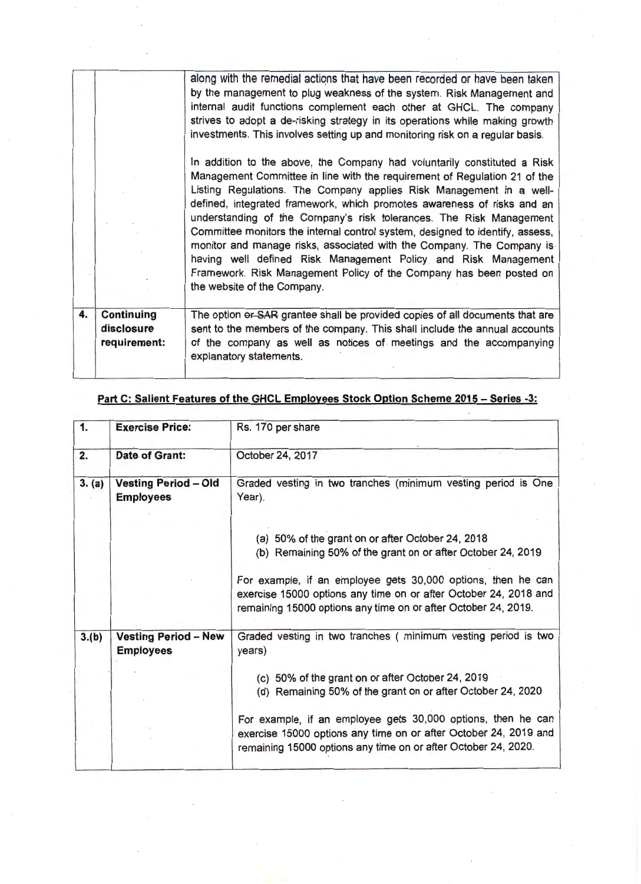| | | |
|---|---|---|
| | | along with the remedial actions that have been recorded or have been taken by the management to plug weakness of the system. Risk Management and internal audit functions complement each other at GHCL. The company strives to adopt a de-risking strategy in its operations while making growth investments. This involves setting up and monitoring risk on a regular basis.<br><br>In addition to the above, the Company had voluntarily constituted a Risk Management Committee in line with the requirement of Regulation 21 of the Listing Regulations. The Company applies Risk Management in a well-defined, integrated framework, which promotes awareness of risks and an understanding of the Company's risk tolerances. The Risk Management Committee monitors the internal control system, designed to identify, assess, monitor and manage risks, associated with the Company. The Company is having well defined Risk Management Policy and Risk Management Framework. Risk Management Policy of the Company has been posted on the website of the Company. |
| **4.** | **Continuing disclosure requirement:** | The option ~~or SAR~~ grantee shall be provided copies of all documents that are sent to the members of the company. This shall include the annual accounts of the company as well as notices of meetings and the accompanying explanatory statements. |

**Part C: Salient Features of the GHCL Employees Stock Option Scheme 2015 – Series -3:**

| | | |
|---|---|---|
| **1.** | **Exercise Price:** | Rs. 170 per share |
| **2.** | **Date of Grant:** | October 24, 2017 |
| **3. (a)** | **Vesting Period – Old Employees** | Graded vesting in two tranches (minimum vesting period is One Year).<br><br>(a) 50% of the grant on or after October 24, 2018<br>(b) Remaining 50% of the grant on or after October 24, 2019<br><br>For example, if an employee gets 30,000 options, then he can exercise 15000 options any time on or after October 24, 2018 and remaining 15000 options any time on or after October 24, 2019. |
| **3.(b)** | **Vesting Period – New Employees** | Graded vesting in two tranches ( minimum vesting period is two years)<br><br>(c) 50% of the grant on or after October 24, 2019<br>(d) Remaining 50% of the grant on or after October 24, 2020<br><br>For example, if an employee gets 30,000 options, then he can exercise 15000 options any time on or after October 24, 2019 and remaining 15000 options any time on or after October 24, 2020. |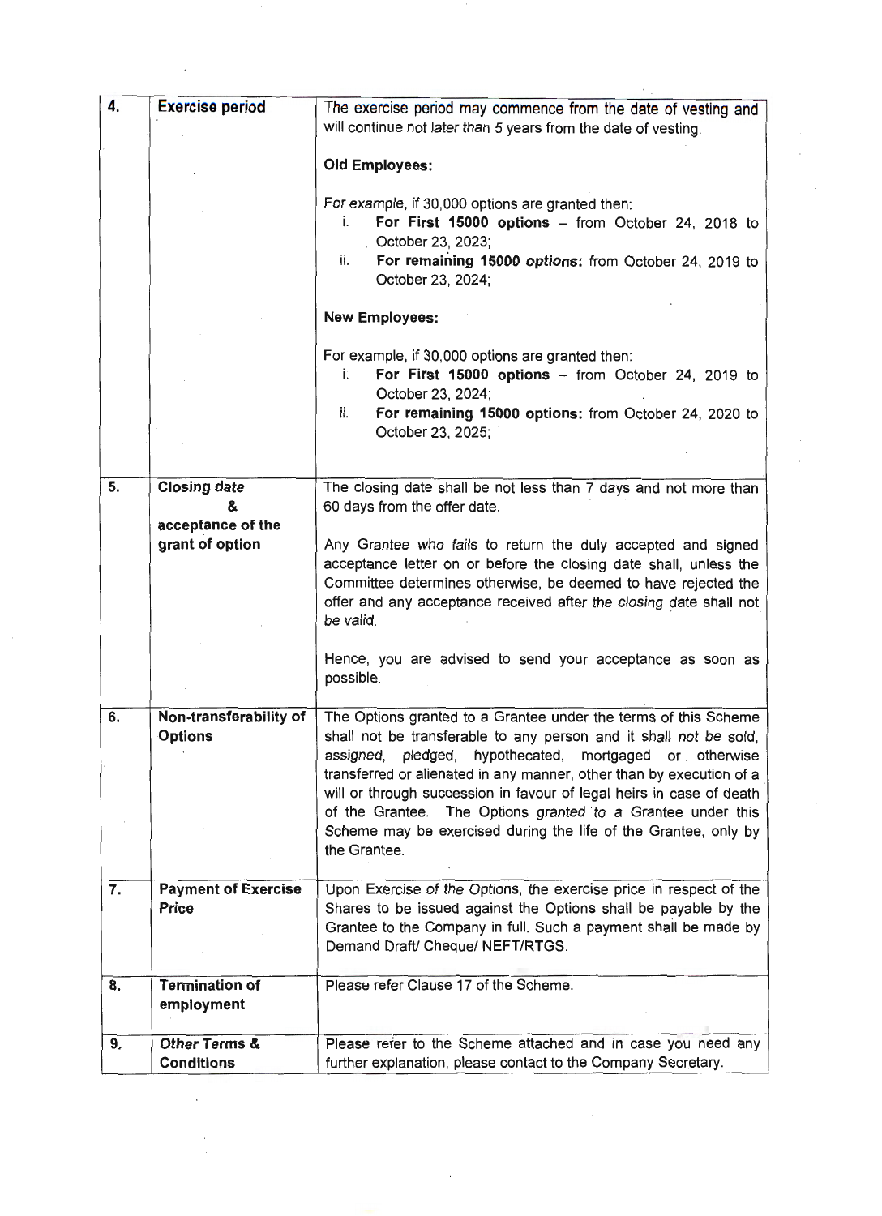| | | |
|---|---|---|
| 4. | **Exercise period** | The exercise period may commence from the date of vesting and will continue not *later than* 5 years from the date of vesting.<br><br>**Old Employees:**<br><br>*For example*, if 30,000 options are granted then:<br>i. **For First 15000 options** – from October 24, 2018 to October 23, 2023;<br>ii. **For remaining 15000 *options*:** from October 24, 2019 to October 23, 2024;<br><br>**New Employees:**<br><br>For example, if 30,000 options are granted then:<br>i. **For First 15000 options** – from October 24, 2019 to October 23, 2024;<br>ii. **For remaining 15000 options:** from October 24, 2020 to October 23, 2025; |
| 5. | **Closing *date* & acceptance of the grant of option** | The closing date shall be not less than 7 days and not more than 60 days from the offer date.<br><br>Any Grantee *who fails* to return the duly accepted and signed acceptance letter on or before the closing date shall, unless the Committee determines otherwise, be deemed to have rejected the offer and any acceptance received after *the closing* date shall not *be valid*.<br><br>Hence, you are advised to send your acceptance as soon as possible. |
| 6. | **Non-transferability of Options** | The Options granted to a Grantee under the terms of this Scheme shall not be transferable to any person and it *shall not be sold, assigned, pledged*, hypothecated, mortgaged or otherwise transferred or alienated in any manner, other than by execution of a will or through succession in favour of legal heirs in case of death of the Grantee. The Options *granted to a* Grantee under this Scheme may be exercised during the life of the Grantee, only by the Grantee. |
| 7. | **Payment of Exercise Price** | Upon Exercise *of the Options*, the exercise price in respect of the Shares to be issued against the Options shall be payable by the Grantee to the Company in full. Such a payment shall be made by Demand Draft/ Cheque/ NEFT/RTGS. |
| 8. | **Termination of employment** | Please refer Clause 17 of the Scheme. |
| 9. | ***Other Terms* & Conditions** | Please refer to the Scheme attached and in case you need any further explanation, please contact to the Company Secretary. |